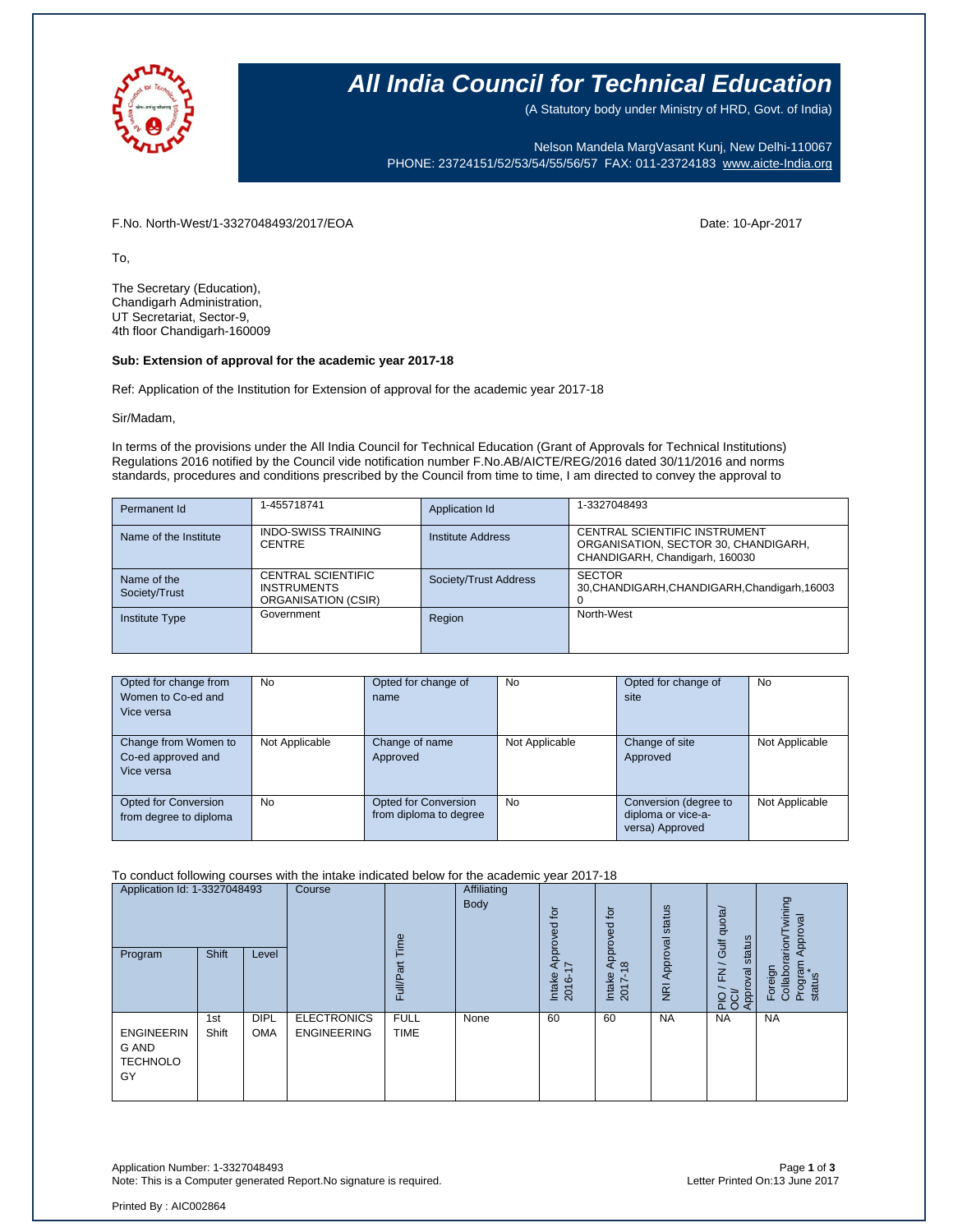# All India Council for Technical Education

(A Statutory body under Ministry of HRD, Govt. of India)

Nelson Mandela MargVasant Kunj, New Delhi-110067
PHONE: 23724151/52/53/54/55/56/57 FAX: 011-23724183 www.aicte-India.org

F.No. North-West/1-3327048493/2017/EOA

Date: 10-Apr-2017

To,

The Secretary (Education),
Chandigarh Administration,
UT Secretariat, Sector-9,
4th floor Chandigarh-160009

**Sub: Extension of approval for the academic year 2017-18**

Ref: Application of the Institution for Extension of approval for the academic year 2017-18

Sir/Madam,

In terms of the provisions under the All India Council for Technical Education (Grant of Approvals for Technical Institutions) Regulations 2016 notified by the Council vide notification number F.No.AB/AICTE/REG/2016 dated 30/11/2016 and norms standards, procedures and conditions prescribed by the Council from time to time, I am directed to convey the approval to

| Permanent Id | 1-455718741 | Application Id | 1-3327048493 |
|---|---|---|---|
| Name of the Institute | INDO-SWISS TRAINING CENTRE | Institute Address | CENTRAL SCIENTIFIC INSTRUMENT ORGANISATION, SECTOR 30, CHANDIGARH, CHANDIGARH, Chandigarh, 160030 |
| Name of the Society/Trust | CENTRAL SCIENTIFIC INSTRUMENTS ORGANISATION (CSIR) | Society/Trust Address | SECTOR 30,CHANDIGARH,CHANDIGARH,Chandigarh,160030 |
| Institute Type | Government | Region | North-West |

| Opted for change from Women to Co-ed and Vice versa | No | Opted for change of name | No | Opted for change of site | No |
|---|---|---|---|---|---|
| Change from Women to Co-ed approved and Vice versa | Not Applicable | Change of name Approved | Not Applicable | Change of site Approved | Not Applicable |
| Opted for Conversion from degree to diploma | No | Opted for Conversion from diploma to degree | No | Conversion (degree to diploma or vice-a-versa) Approved | Not Applicable |

To conduct following courses with the intake indicated below for the academic year 2017-18

| Application Id: 1-3327048493 | | | Course | Full/Part Time | Affiliating Body | Intake Approved for 2016-17 | Intake Approved for 2017-18 | NRI Approval status | PIO / FN / Gulf quota/ OCI/ Approval status | Foreign Collaboration/Twining Program Approval status* |
|---|---|---|---|---|---|---|---|---|---|---|
| Program | Shift | Level | | | | | | | | |
| ENGINEERING AND TECHNOLOGY | 1st Shift | DIPLOMA | ELECTRONICS ENGINEERING | FULL TIME | None | 60 | 60 | NA | NA | NA |

Application Number: 1-3327048493
Note: This is a Computer generated Report.No signature is required.

Letter Printed On:13 June 2017

Printed By : AIC002864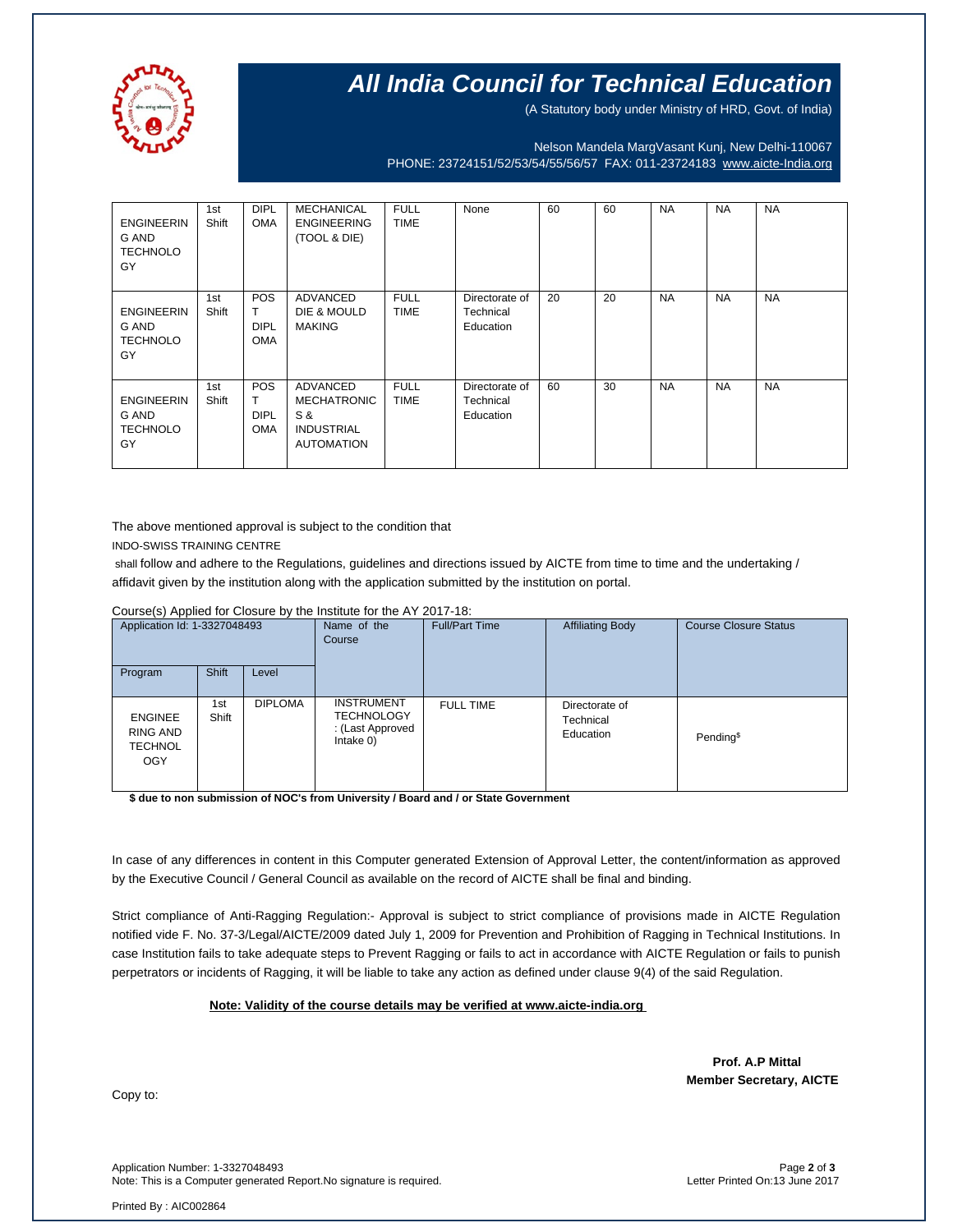# All India Council for Technical Education

(A Statutory body under Ministry of HRD, Govt. of India)

Nelson Mandela MargVasant Kunj, New Delhi-110067
PHONE: 23724151/52/53/54/55/56/57 FAX: 011-23724183 www.aicte-India.org

| | | | | | | | | | | |
|---|---|---|---|---|---|---|---|---|---|---|
| ENGINEERING AND TECHNOLOGY | 1st Shift | DIPLOMA | MECHANICAL ENGINEERING (TOOL & DIE) | FULL TIME | None | 60 | 60 | NA | NA | NA |
| ENGINEERING AND TECHNOLOGY | 1st Shift | POST DIPLOMA | ADVANCED DIE & MOULD MAKING | FULL TIME | Directorate of Technical Education | 20 | 20 | NA | NA | NA |
| ENGINEERING AND TECHNOLOGY | 1st Shift | POST DIPLOMA | ADVANCED MECHATRONICS & INDUSTRIAL AUTOMATION | FULL TIME | Directorate of Technical Education | 60 | 30 | NA | NA | NA |

The above mentioned approval is subject to the condition that

INDO-SWISS TRAINING CENTRE

shall follow and adhere to the Regulations, guidelines and directions issued by AICTE from time to time and the undertaking / affidavit given by the institution along with the application submitted by the institution on portal.

Course(s) Applied for Closure by the Institute for the AY 2017-18:

| Application Id: 1-3327048493 | | | Name of the Course | Full/Part Time | Affiliating Body | Course Closure Status |
|---|---|---|---|---|---|---|
| Program | Shift | Level | | | | |
| ENGINEERING AND TECHNOLOGY | 1st Shift | DIPLOMA | INSTRUMENT TECHNOLOGY : (Last Approved Intake 0) | FULL TIME | Directorate of Technical Education | Pending$ |

**$ due to non submission of NOC's from University / Board and / or State Government**

In case of any differences in content in this Computer generated Extension of Approval Letter, the content/information as approved by the Executive Council / General Council as available on the record of AICTE shall be final and binding.

Strict compliance of Anti-Ragging Regulation:- Approval is subject to strict compliance of provisions made in AICTE Regulation notified vide F. No. 37-3/Legal/AICTE/2009 dated July 1, 2009 for Prevention and Prohibition of Ragging in Technical Institutions. In case Institution fails to take adequate steps to Prevent Ragging or fails to act in accordance with AICTE Regulation or fails to punish perpetrators or incidents of Ragging, it will be liable to take any action as defined under clause 9(4) of the said Regulation.

**Note: Validity of the course details may be verified at www.aicte-india.org**

**Prof. A.P Mittal**
**Member Secretary, AICTE**

Copy to:

Application Number: 1-3327048493
Note: This is a Computer generated Report.No signature is required.

Letter Printed On:13 June 2017

Printed By : AIC002864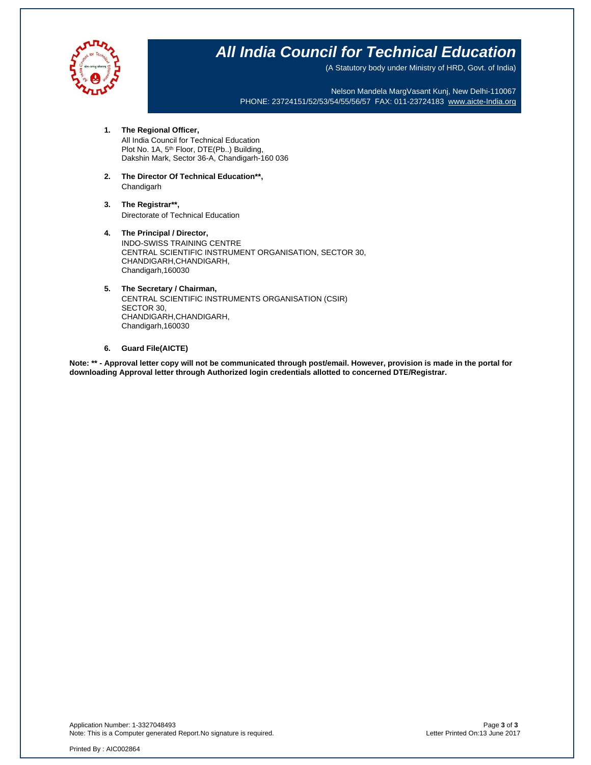# All India Council for Technical Education

(A Statutory body under Ministry of HRD, Govt. of India)

Nelson Mandela MargVasant Kunj, New Delhi-110067
PHONE: 23724151/52/53/54/55/56/57 FAX: 011-23724183 www.aicte-India.org

1. **The Regional Officer,**
   All India Council for Technical Education
   Plot No. 1A, 5th Floor, DTE(Pb..) Building,
   Dakshin Mark, Sector 36-A, Chandigarh-160 036

2. **The Director Of Technical Education\*\*,**
   Chandigarh

3. **The Registrar\*\*,**
   Directorate of Technical Education

4. **The Principal / Director,**
   INDO-SWISS TRAINING CENTRE
   CENTRAL SCIENTIFIC INSTRUMENT ORGANISATION, SECTOR 30,
   CHANDIGARH,CHANDIGARH,
   Chandigarh,160030

5. **The Secretary / Chairman,**
   CENTRAL SCIENTIFIC INSTRUMENTS ORGANISATION (CSIR)
   SECTOR 30,
   CHANDIGARH,CHANDIGARH,
   Chandigarh,160030

6. **Guard File(AICTE)**

**Note: \*\* - Approval letter copy will not be communicated through post/email. However, provision is made in the portal for downloading Approval letter through Authorized login credentials allotted to concerned DTE/Registrar.**

Application Number: 1-3327048493
Note: This is a Computer generated Report.No signature is required.

Letter Printed On:13 June 2017

Printed By : AIC002864